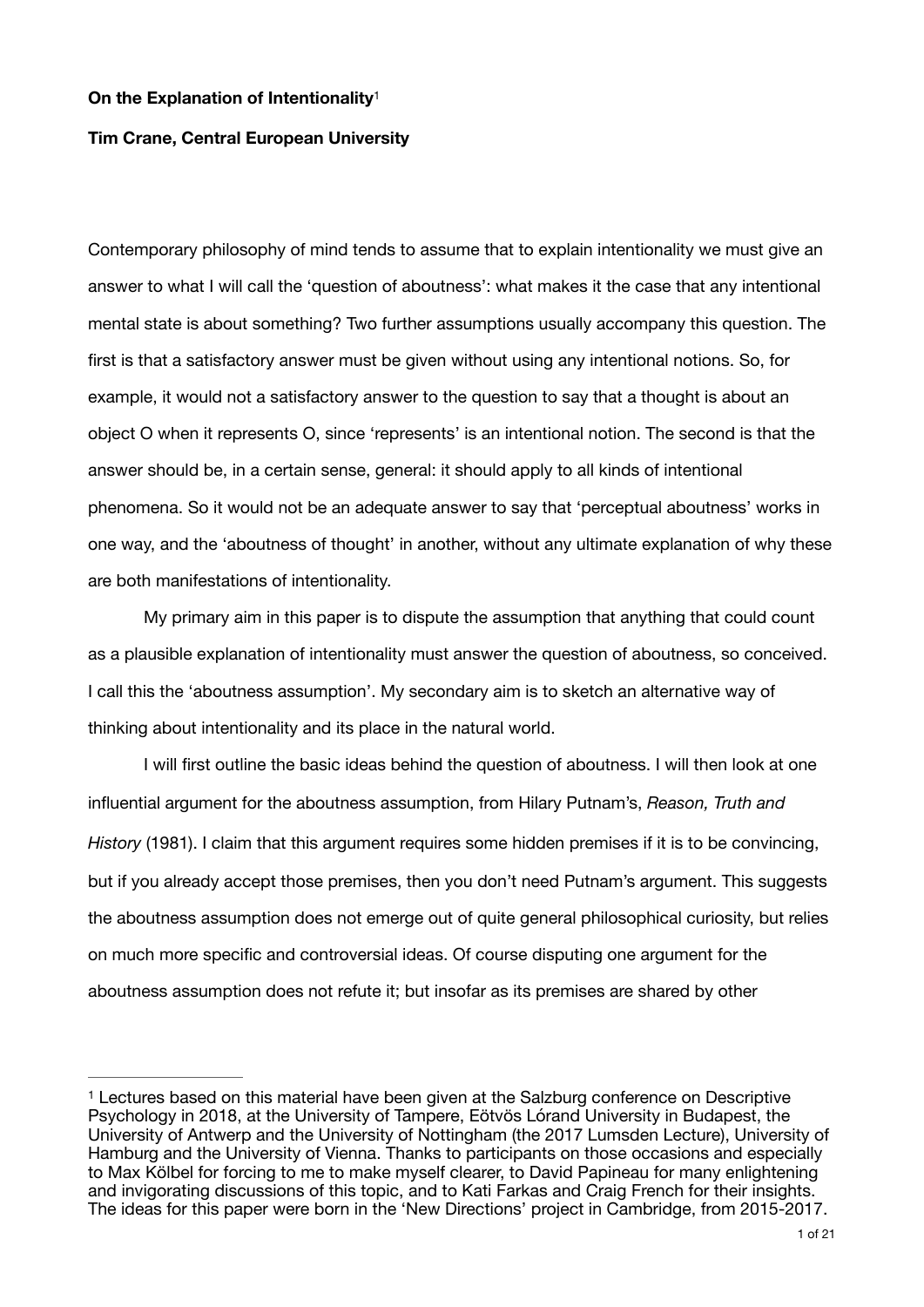**On the Explanation of Intentionality**[1]

**Tim Crane, Central European University**

Contemporary philosophy of mind tends to assume that to explain intentionality we must give an answer to what I will call the 'question of aboutness': what makes it the case that any intentional mental state is about something? Two further assumptions usually accompany this question. The first is that a satisfactory answer must be given without using any intentional notions. So, for example, it would not a satisfactory answer to the question to say that a thought is about an object O when it represents O, since 'represents' is an intentional notion. The second is that the answer should be, in a certain sense, general: it should apply to all kinds of intentional phenomena. So it would not be an adequate answer to say that 'perceptual aboutness' works in one way, and the 'aboutness of thought' in another, without any ultimate explanation of why these are both manifestations of intentionality.

My primary aim in this paper is to dispute the assumption that anything that could count as a plausible explanation of intentionality must answer the question of aboutness, so conceived. I call this the 'aboutness assumption'. My secondary aim is to sketch an alternative way of thinking about intentionality and its place in the natural world.

I will first outline the basic ideas behind the question of aboutness. I will then look at one influential argument for the aboutness assumption, from Hilary Putnam's, *Reason, Truth and History* (1981). I claim that this argument requires some hidden premises if it is to be convincing, but if you already accept those premises, then you don't need Putnam's argument. This suggests the aboutness assumption does not emerge out of quite general philosophical curiosity, but relies on much more specific and controversial ideas. Of course disputing one argument for the aboutness assumption does not refute it; but insofar as its premises are shared by other

---

[1] Lectures based on this material have been given at the Salzburg conference on Descriptive Psychology in 2018, at the University of Tampere, Eötvös Lórand University in Budapest, the University of Antwerp and the University of Nottingham (the 2017 Lumsden Lecture), University of Hamburg and the University of Vienna. Thanks to participants on those occasions and especially to Max Kölbel for forcing to me to make myself clearer, to David Papineau for many enlightening and invigorating discussions of this topic, and to Kati Farkas and Craig French for their insights. The ideas for this paper were born in the 'New Directions' project in Cambridge, from 2015-2017.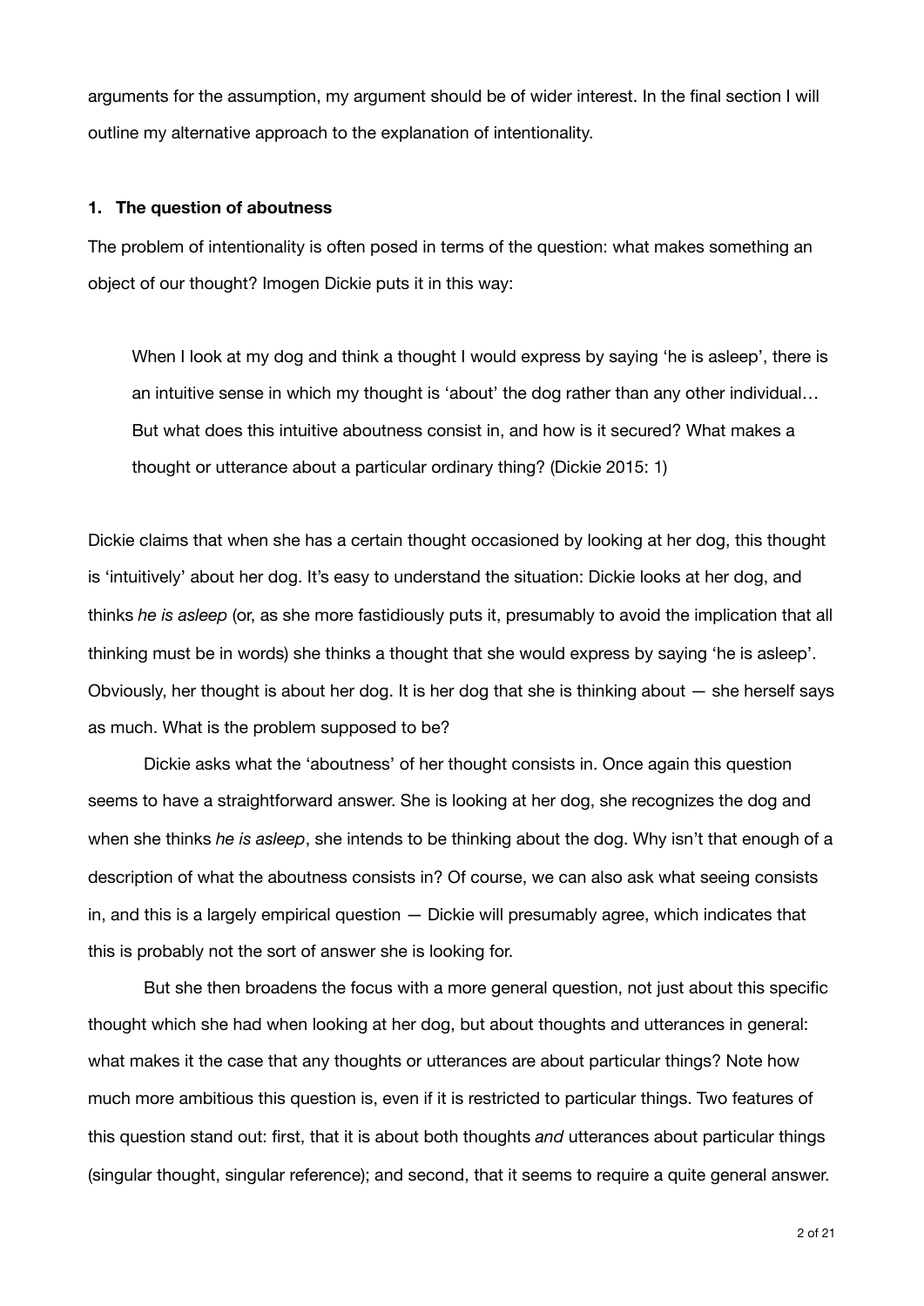arguments for the assumption, my argument should be of wider interest. In the final section I will outline my alternative approach to the explanation of intentionality.

## 1. The question of aboutness

The problem of intentionality is often posed in terms of the question: what makes something an object of our thought? Imogen Dickie puts it in this way:

> When I look at my dog and think a thought I would express by saying 'he is asleep', there is an intuitive sense in which my thought is 'about' the dog rather than any other individual… But what does this intuitive aboutness consist in, and how is it secured? What makes a thought or utterance about a particular ordinary thing? (Dickie 2015: 1)

Dickie claims that when she has a certain thought occasioned by looking at her dog, this thought is 'intuitively' about her dog. It's easy to understand the situation: Dickie looks at her dog, and thinks *he is asleep* (or, as she more fastidiously puts it, presumably to avoid the implication that all thinking must be in words) she thinks a thought that she would express by saying 'he is asleep'. Obviously, her thought is about her dog. It is her dog that she is thinking about — she herself says as much. What is the problem supposed to be?

Dickie asks what the 'aboutness' of her thought consists in. Once again this question seems to have a straightforward answer. She is looking at her dog, she recognizes the dog and when she thinks *he is asleep*, she intends to be thinking about the dog. Why isn't that enough of a description of what the aboutness consists in? Of course, we can also ask what seeing consists in, and this is a largely empirical question — Dickie will presumably agree, which indicates that this is probably not the sort of answer she is looking for.

But she then broadens the focus with a more general question, not just about this specific thought which she had when looking at her dog, but about thoughts and utterances in general: what makes it the case that any thoughts or utterances are about particular things? Note how much more ambitious this question is, even if it is restricted to particular things. Two features of this question stand out: first, that it is about both thoughts *and* utterances about particular things (singular thought, singular reference); and second, that it seems to require a quite general answer.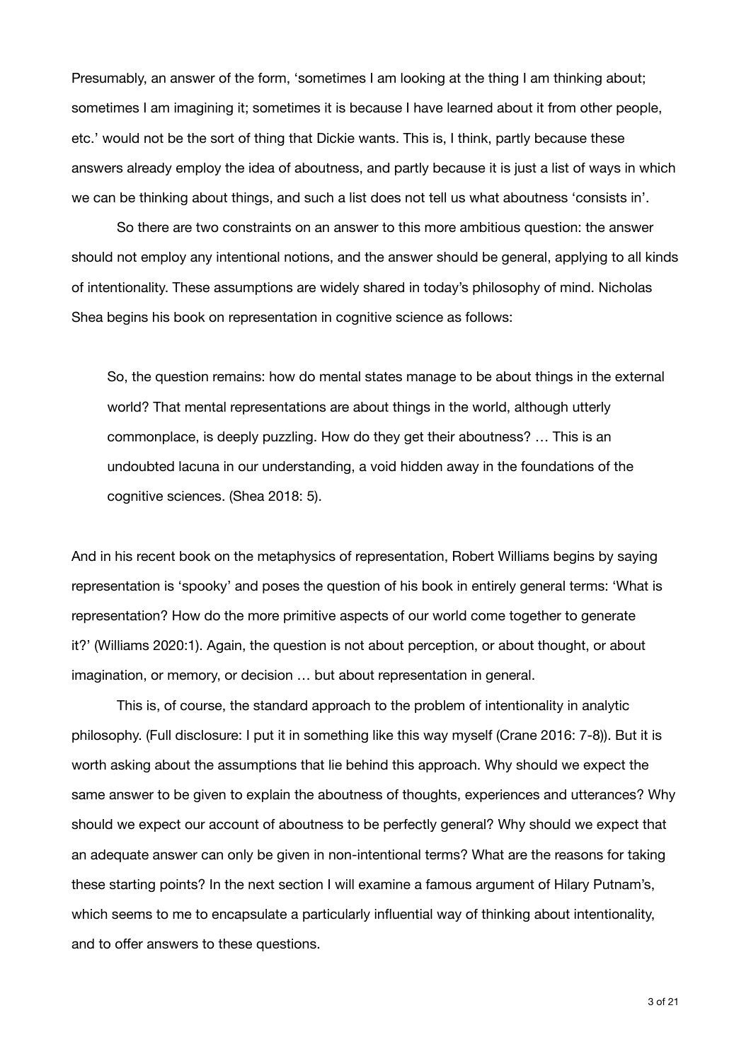Presumably, an answer of the form, 'sometimes I am looking at the thing I am thinking about; sometimes I am imagining it; sometimes it is because I have learned about it from other people, etc.' would not be the sort of thing that Dickie wants. This is, I think, partly because these answers already employ the idea of aboutness, and partly because it is just a list of ways in which we can be thinking about things, and such a list does not tell us what aboutness 'consists in'.

So there are two constraints on an answer to this more ambitious question: the answer should not employ any intentional notions, and the answer should be general, applying to all kinds of intentionality. These assumptions are widely shared in today's philosophy of mind. Nicholas Shea begins his book on representation in cognitive science as follows:

> So, the question remains: how do mental states manage to be about things in the external world? That mental representations are about things in the world, although utterly commonplace, is deeply puzzling. How do they get their aboutness? … This is an undoubted lacuna in our understanding, a void hidden away in the foundations of the cognitive sciences. (Shea 2018: 5).

And in his recent book on the metaphysics of representation, Robert Williams begins by saying representation is 'spooky' and poses the question of his book in entirely general terms: 'What is representation? How do the more primitive aspects of our world come together to generate it?' (Williams 2020:1). Again, the question is not about perception, or about thought, or about imagination, or memory, or decision … but about representation in general.

This is, of course, the standard approach to the problem of intentionality in analytic philosophy. (Full disclosure: I put it in something like this way myself (Crane 2016: 7-8)). But it is worth asking about the assumptions that lie behind this approach. Why should we expect the same answer to be given to explain the aboutness of thoughts, experiences and utterances? Why should we expect our account of aboutness to be perfectly general? Why should we expect that an adequate answer can only be given in non-intentional terms? What are the reasons for taking these starting points? In the next section I will examine a famous argument of Hilary Putnam's, which seems to me to encapsulate a particularly influential way of thinking about intentionality, and to offer answers to these questions.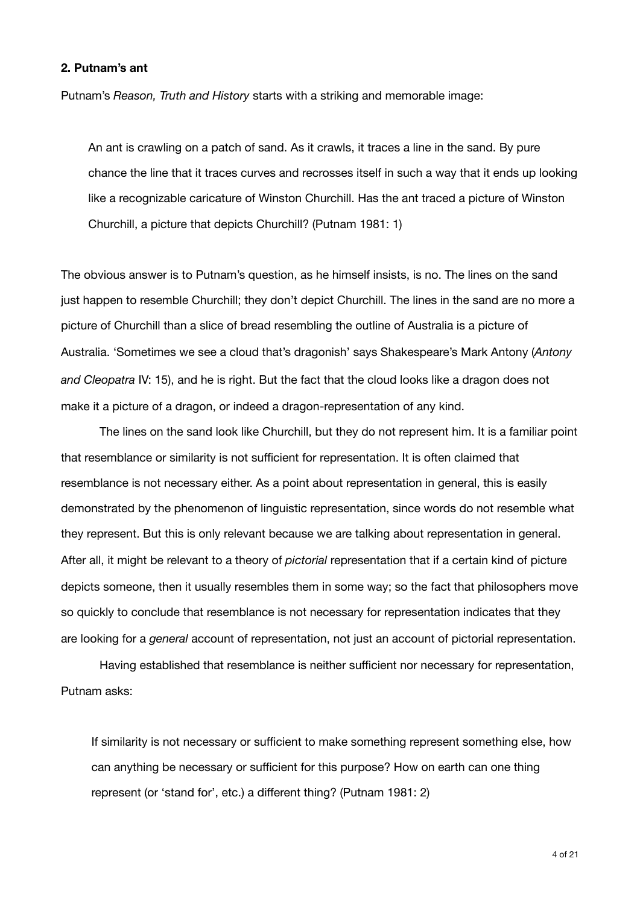**2. Putnam's ant**

Putnam's *Reason, Truth and History* starts with a striking and memorable image:

> An ant is crawling on a patch of sand. As it crawls, it traces a line in the sand. By pure chance the line that it traces curves and recrosses itself in such a way that it ends up looking like a recognizable caricature of Winston Churchill. Has the ant traced a picture of Winston Churchill, a picture that depicts Churchill? (Putnam 1981: 1)

The obvious answer is to Putnam's question, as he himself insists, is no. The lines on the sand just happen to resemble Churchill; they don't depict Churchill. The lines in the sand are no more a picture of Churchill than a slice of bread resembling the outline of Australia is a picture of Australia. 'Sometimes we see a cloud that's dragonish' says Shakespeare's Mark Antony (*Antony and Cleopatra* IV: 15), and he is right. But the fact that the cloud looks like a dragon does not make it a picture of a dragon, or indeed a dragon-representation of any kind.

The lines on the sand look like Churchill, but they do not represent him. It is a familiar point that resemblance or similarity is not sufficient for representation. It is often claimed that resemblance is not necessary either. As a point about representation in general, this is easily demonstrated by the phenomenon of linguistic representation, since words do not resemble what they represent. But this is only relevant because we are talking about representation in general. After all, it might be relevant to a theory of *pictorial* representation that if a certain kind of picture depicts someone, then it usually resembles them in some way; so the fact that philosophers move so quickly to conclude that resemblance is not necessary for representation indicates that they are looking for a *general* account of representation, not just an account of pictorial representation.

Having established that resemblance is neither sufficient nor necessary for representation, Putnam asks:

> If similarity is not necessary or sufficient to make something represent something else, how can anything be necessary or sufficient for this purpose? How on earth can one thing represent (or 'stand for', etc.) a different thing? (Putnam 1981: 2)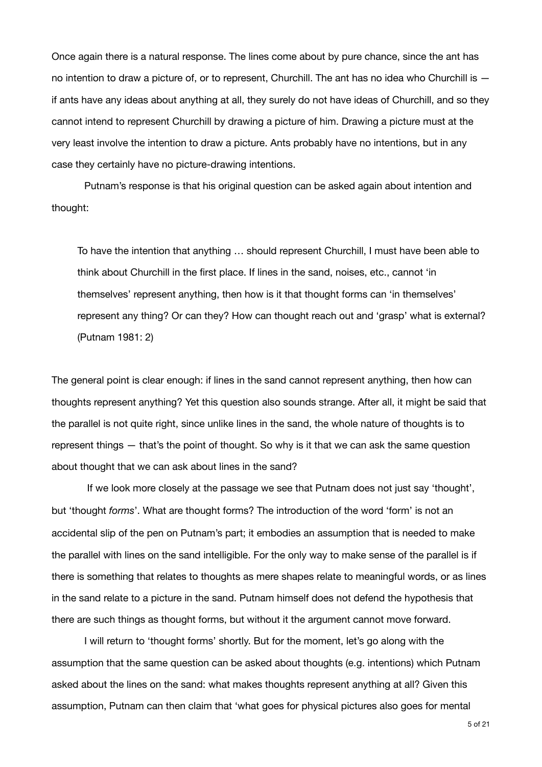Once again there is a natural response. The lines come about by pure chance, since the ant has no intention to draw a picture of, or to represent, Churchill. The ant has no idea who Churchill is — if ants have any ideas about anything at all, they surely do not have ideas of Churchill, and so they cannot intend to represent Churchill by drawing a picture of him. Drawing a picture must at the very least involve the intention to draw a picture. Ants probably have no intentions, but in any case they certainly have no picture-drawing intentions.

Putnam's response is that his original question can be asked again about intention and thought:

> To have the intention that anything … should represent Churchill, I must have been able to think about Churchill in the first place. If lines in the sand, noises, etc., cannot 'in themselves' represent anything, then how is it that thought forms can 'in themselves' represent any thing? Or can they? How can thought reach out and 'grasp' what is external? (Putnam 1981: 2)

The general point is clear enough: if lines in the sand cannot represent anything, then how can thoughts represent anything? Yet this question also sounds strange. After all, it might be said that the parallel is not quite right, since unlike lines in the sand, the whole nature of thoughts is to represent things — that's the point of thought. So why is it that we can ask the same question about thought that we can ask about lines in the sand?

If we look more closely at the passage we see that Putnam does not just say 'thought', but 'thought *forms*'. What are thought forms? The introduction of the word 'form' is not an accidental slip of the pen on Putnam's part; it embodies an assumption that is needed to make the parallel with lines on the sand intelligible. For the only way to make sense of the parallel is if there is something that relates to thoughts as mere shapes relate to meaningful words, or as lines in the sand relate to a picture in the sand. Putnam himself does not defend the hypothesis that there are such things as thought forms, but without it the argument cannot move forward.

I will return to 'thought forms' shortly. But for the moment, let's go along with the assumption that the same question can be asked about thoughts (e.g. intentions) which Putnam asked about the lines on the sand: what makes thoughts represent anything at all? Given this assumption, Putnam can then claim that 'what goes for physical pictures also goes for mental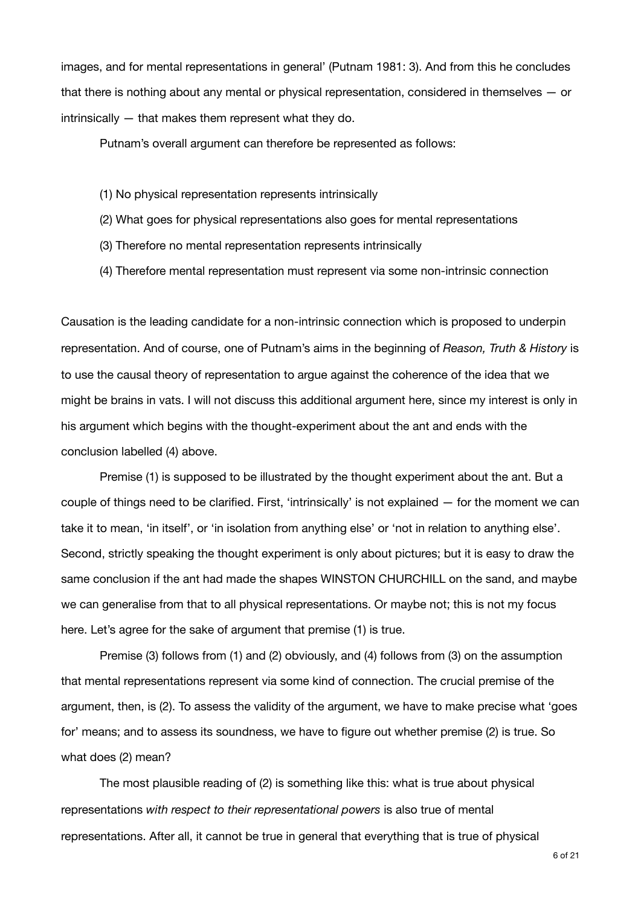images, and for mental representations in general' (Putnam 1981: 3). And from this he concludes that there is nothing about any mental or physical representation, considered in themselves — or intrinsically — that makes them represent what they do.

Putnam's overall argument can therefore be represented as follows:

(1) No physical representation represents intrinsically

(2) What goes for physical representations also goes for mental representations

(3) Therefore no mental representation represents intrinsically

(4) Therefore mental representation must represent via some non-intrinsic connection

Causation is the leading candidate for a non-intrinsic connection which is proposed to underpin representation. And of course, one of Putnam's aims in the beginning of *Reason, Truth & History* is to use the causal theory of representation to argue against the coherence of the idea that we might be brains in vats. I will not discuss this additional argument here, since my interest is only in his argument which begins with the thought-experiment about the ant and ends with the conclusion labelled (4) above.

Premise (1) is supposed to be illustrated by the thought experiment about the ant. But a couple of things need to be clarified. First, 'intrinsically' is not explained — for the moment we can take it to mean, 'in itself', or 'in isolation from anything else' or 'not in relation to anything else'. Second, strictly speaking the thought experiment is only about pictures; but it is easy to draw the same conclusion if the ant had made the shapes WINSTON CHURCHILL on the sand, and maybe we can generalise from that to all physical representations. Or maybe not; this is not my focus here. Let's agree for the sake of argument that premise (1) is true.

Premise (3) follows from (1) and (2) obviously, and (4) follows from (3) on the assumption that mental representations represent via some kind of connection. The crucial premise of the argument, then, is (2). To assess the validity of the argument, we have to make precise what 'goes for' means; and to assess its soundness, we have to figure out whether premise (2) is true. So what does (2) mean?

The most plausible reading of (2) is something like this: what is true about physical representations *with respect to their representational powers* is also true of mental representations. After all, it cannot be true in general that everything that is true of physical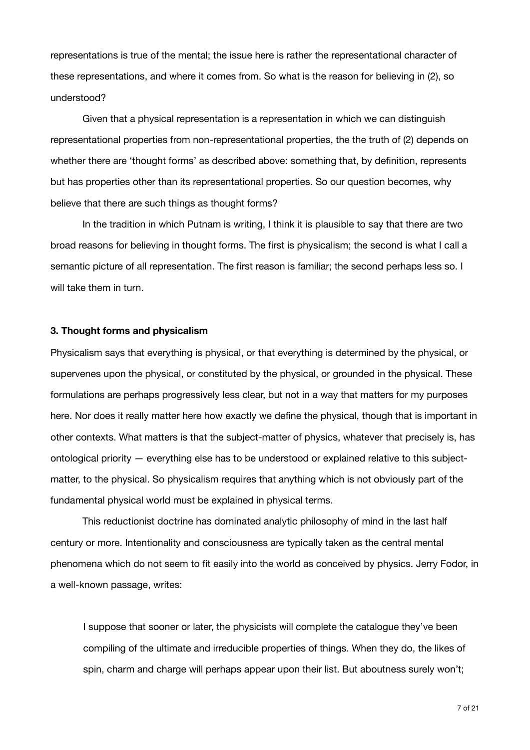representations is true of the mental; the issue here is rather the representational character of these representations, and where it comes from. So what is the reason for believing in (2), so understood?

Given that a physical representation is a representation in which we can distinguish representational properties from non-representational properties, the the truth of (2) depends on whether there are 'thought forms' as described above: something that, by definition, represents but has properties other than its representational properties. So our question becomes, why believe that there are such things as thought forms?

In the tradition in which Putnam is writing, I think it is plausible to say that there are two broad reasons for believing in thought forms. The first is physicalism; the second is what I call a semantic picture of all representation. The first reason is familiar; the second perhaps less so. I will take them in turn.

### 3. Thought forms and physicalism

Physicalism says that everything is physical, or that everything is determined by the physical, or supervenes upon the physical, or constituted by the physical, or grounded in the physical. These formulations are perhaps progressively less clear, but not in a way that matters for my purposes here. Nor does it really matter here how exactly we define the physical, though that is important in other contexts. What matters is that the subject-matter of physics, whatever that precisely is, has ontological priority — everything else has to be understood or explained relative to this subject-matter, to the physical. So physicalism requires that anything which is not obviously part of the fundamental physical world must be explained in physical terms.

This reductionist doctrine has dominated analytic philosophy of mind in the last half century or more. Intentionality and consciousness are typically taken as the central mental phenomena which do not seem to fit easily into the world as conceived by physics. Jerry Fodor, in a well-known passage, writes:

> I suppose that sooner or later, the physicists will complete the catalogue they've been compiling of the ultimate and irreducible properties of things. When they do, the likes of spin, charm and charge will perhaps appear upon their list. But aboutness surely won't;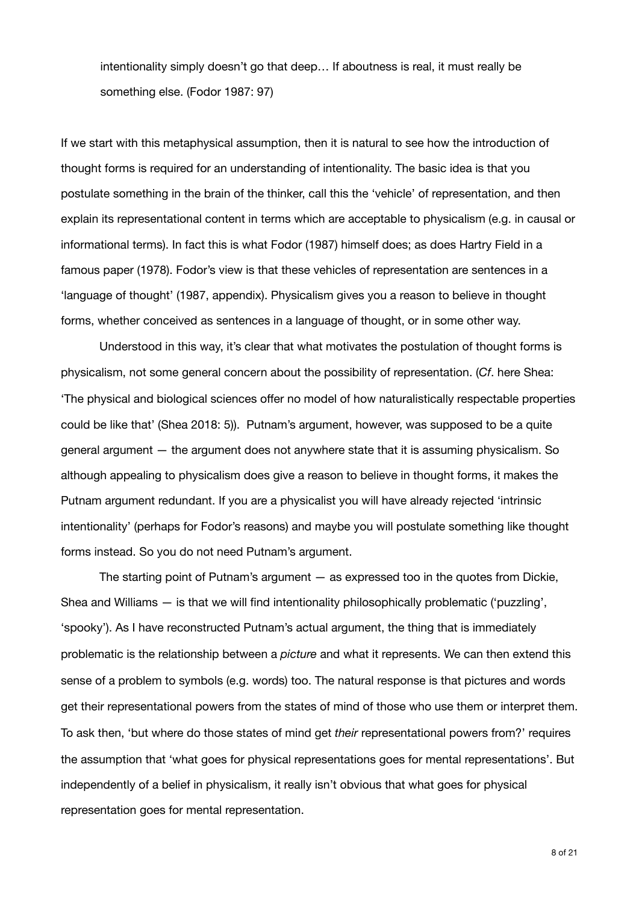> intentionality simply doesn't go that deep… If aboutness is real, it must really be something else. (Fodor 1987: 97)

If we start with this metaphysical assumption, then it is natural to see how the introduction of thought forms is required for an understanding of intentionality. The basic idea is that you postulate something in the brain of the thinker, call this the 'vehicle' of representation, and then explain its representational content in terms which are acceptable to physicalism (e.g. in causal or informational terms). In fact this is what Fodor (1987) himself does; as does Hartry Field in a famous paper (1978). Fodor's view is that these vehicles of representation are sentences in a 'language of thought' (1987, appendix). Physicalism gives you a reason to believe in thought forms, whether conceived as sentences in a language of thought, or in some other way.

Understood in this way, it's clear that what motivates the postulation of thought forms is physicalism, not some general concern about the possibility of representation. (*Cf*. here Shea: 'The physical and biological sciences offer no model of how naturalistically respectable properties could be like that' (Shea 2018: 5)). Putnam's argument, however, was supposed to be a quite general argument — the argument does not anywhere state that it is assuming physicalism. So although appealing to physicalism does give a reason to believe in thought forms, it makes the Putnam argument redundant. If you are a physicalist you will have already rejected 'intrinsic intentionality' (perhaps for Fodor's reasons) and maybe you will postulate something like thought forms instead. So you do not need Putnam's argument.

The starting point of Putnam's argument — as expressed too in the quotes from Dickie, Shea and Williams — is that we will find intentionality philosophically problematic ('puzzling', 'spooky'). As I have reconstructed Putnam's actual argument, the thing that is immediately problematic is the relationship between a *picture* and what it represents. We can then extend this sense of a problem to symbols (e.g. words) too. The natural response is that pictures and words get their representational powers from the states of mind of those who use them or interpret them. To ask then, 'but where do those states of mind get *their* representational powers from?' requires the assumption that 'what goes for physical representations goes for mental representations'. But independently of a belief in physicalism, it really isn't obvious that what goes for physical representation goes for mental representation.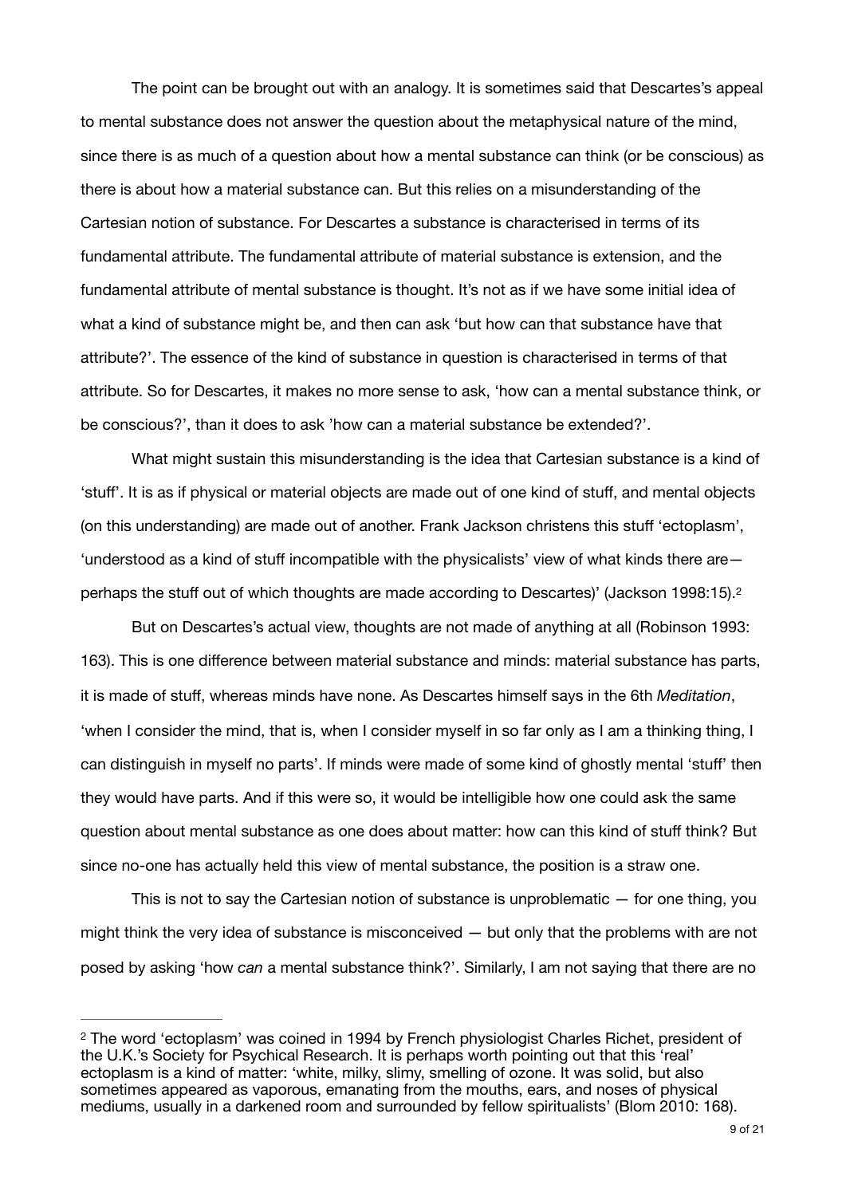The point can be brought out with an analogy. It is sometimes said that Descartes's appeal to mental substance does not answer the question about the metaphysical nature of the mind, since there is as much of a question about how a mental substance can think (or be conscious) as there is about how a material substance can. But this relies on a misunderstanding of the Cartesian notion of substance. For Descartes a substance is characterised in terms of its fundamental attribute. The fundamental attribute of material substance is extension, and the fundamental attribute of mental substance is thought. It's not as if we have some initial idea of what a kind of substance might be, and then can ask 'but how can that substance have that attribute?'. The essence of the kind of substance in question is characterised in terms of that attribute. So for Descartes, it makes no more sense to ask, 'how can a mental substance think, or be conscious?', than it does to ask 'how can a material substance be extended?'.

What might sustain this misunderstanding is the idea that Cartesian substance is a kind of 'stuff'. It is as if physical or material objects are made out of one kind of stuff, and mental objects (on this understanding) are made out of another. Frank Jackson christens this stuff 'ectoplasm', 'understood as a kind of stuff incompatible with the physicalists' view of what kinds there are—perhaps the stuff out of which thoughts are made according to Descartes)' (Jackson 1998:15).[2]

But on Descartes's actual view, thoughts are not made of anything at all (Robinson 1993: 163). This is one difference between material substance and minds: material substance has parts, it is made of stuff, whereas minds have none. As Descartes himself says in the 6th *Meditation*, 'when I consider the mind, that is, when I consider myself in so far only as I am a thinking thing, I can distinguish in myself no parts'. If minds were made of some kind of ghostly mental 'stuff' then they would have parts. And if this were so, it would be intelligible how one could ask the same question about mental substance as one does about matter: how can this kind of stuff think? But since no-one has actually held this view of mental substance, the position is a straw one.

This is not to say the Cartesian notion of substance is unproblematic — for one thing, you might think the very idea of substance is misconceived — but only that the problems with are not posed by asking 'how *can* a mental substance think?'. Similarly, I am not saying that there are no

---

[2] The word 'ectoplasm' was coined in 1994 by French physiologist Charles Richet, president of the U.K.'s Society for Psychical Research. It is perhaps worth pointing out that this 'real' ectoplasm is a kind of matter: 'white, milky, slimy, smelling of ozone. It was solid, but also sometimes appeared as vaporous, emanating from the mouths, ears, and noses of physical mediums, usually in a darkened room and surrounded by fellow spiritualists' (Blom 2010: 168).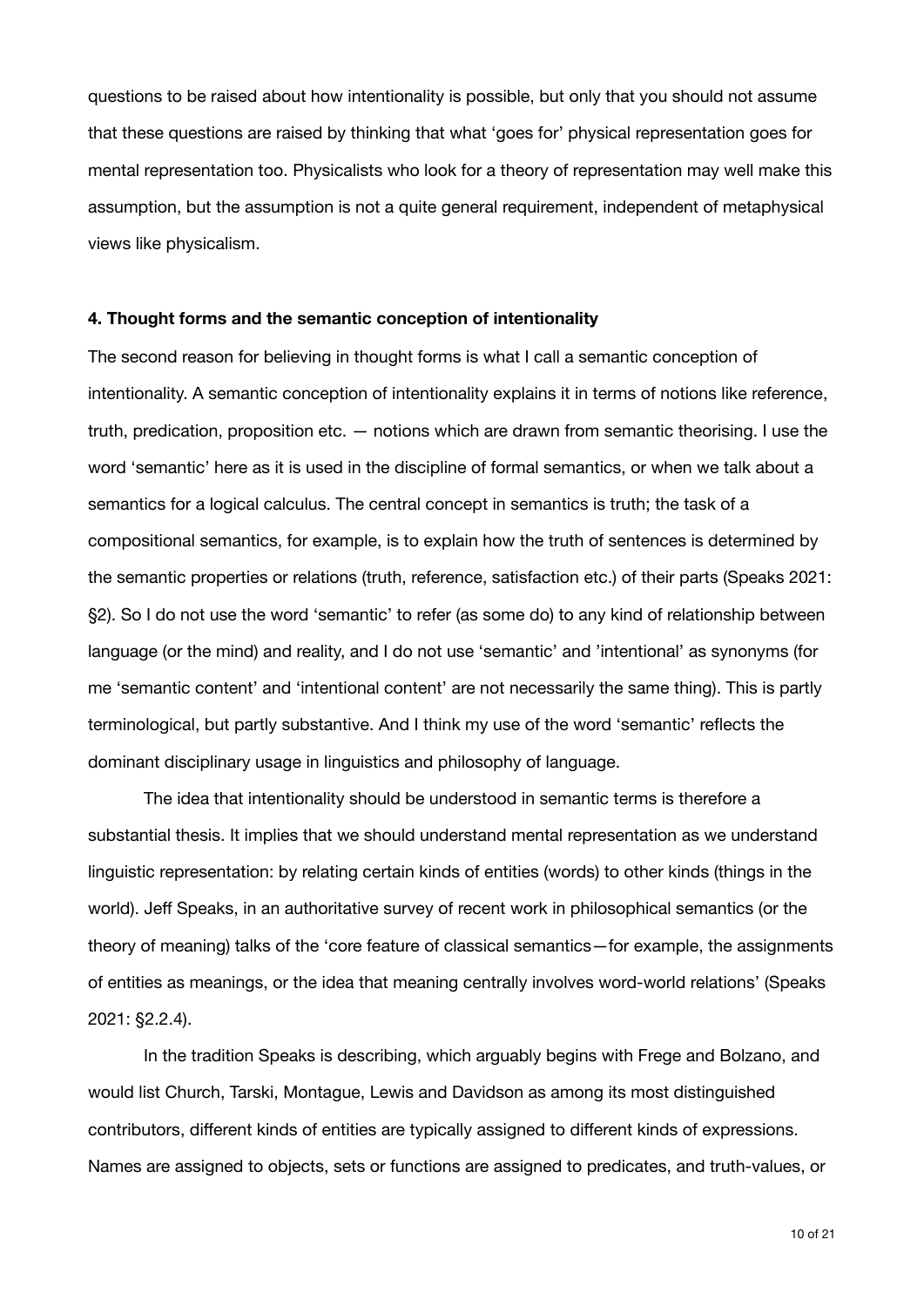questions to be raised about how intentionality is possible, but only that you should not assume that these questions are raised by thinking that what 'goes for' physical representation goes for mental representation too. Physicalists who look for a theory of representation may well make this assumption, but the assumption is not a quite general requirement, independent of metaphysical views like physicalism.

### 4. Thought forms and the semantic conception of intentionality

The second reason for believing in thought forms is what I call a semantic conception of intentionality. A semantic conception of intentionality explains it in terms of notions like reference, truth, predication, proposition etc. — notions which are drawn from semantic theorising. I use the word 'semantic' here as it is used in the discipline of formal semantics, or when we talk about a semantics for a logical calculus. The central concept in semantics is truth; the task of a compositional semantics, for example, is to explain how the truth of sentences is determined by the semantic properties or relations (truth, reference, satisfaction etc.) of their parts (Speaks 2021: §2). So I do not use the word 'semantic' to refer (as some do) to any kind of relationship between language (or the mind) and reality, and I do not use 'semantic' and 'intentional' as synonyms (for me 'semantic content' and 'intentional content' are not necessarily the same thing). This is partly terminological, but partly substantive. And I think my use of the word 'semantic' reflects the dominant disciplinary usage in linguistics and philosophy of language.

The idea that intentionality should be understood in semantic terms is therefore a substantial thesis. It implies that we should understand mental representation as we understand linguistic representation: by relating certain kinds of entities (words) to other kinds (things in the world). Jeff Speaks, in an authoritative survey of recent work in philosophical semantics (or the theory of meaning) talks of the 'core feature of classical semantics—for example, the assignments of entities as meanings, or the idea that meaning centrally involves word-world relations' (Speaks 2021: §2.2.4).

In the tradition Speaks is describing, which arguably begins with Frege and Bolzano, and would list Church, Tarski, Montague, Lewis and Davidson as among its most distinguished contributors, different kinds of entities are typically assigned to different kinds of expressions. Names are assigned to objects, sets or functions are assigned to predicates, and truth-values, or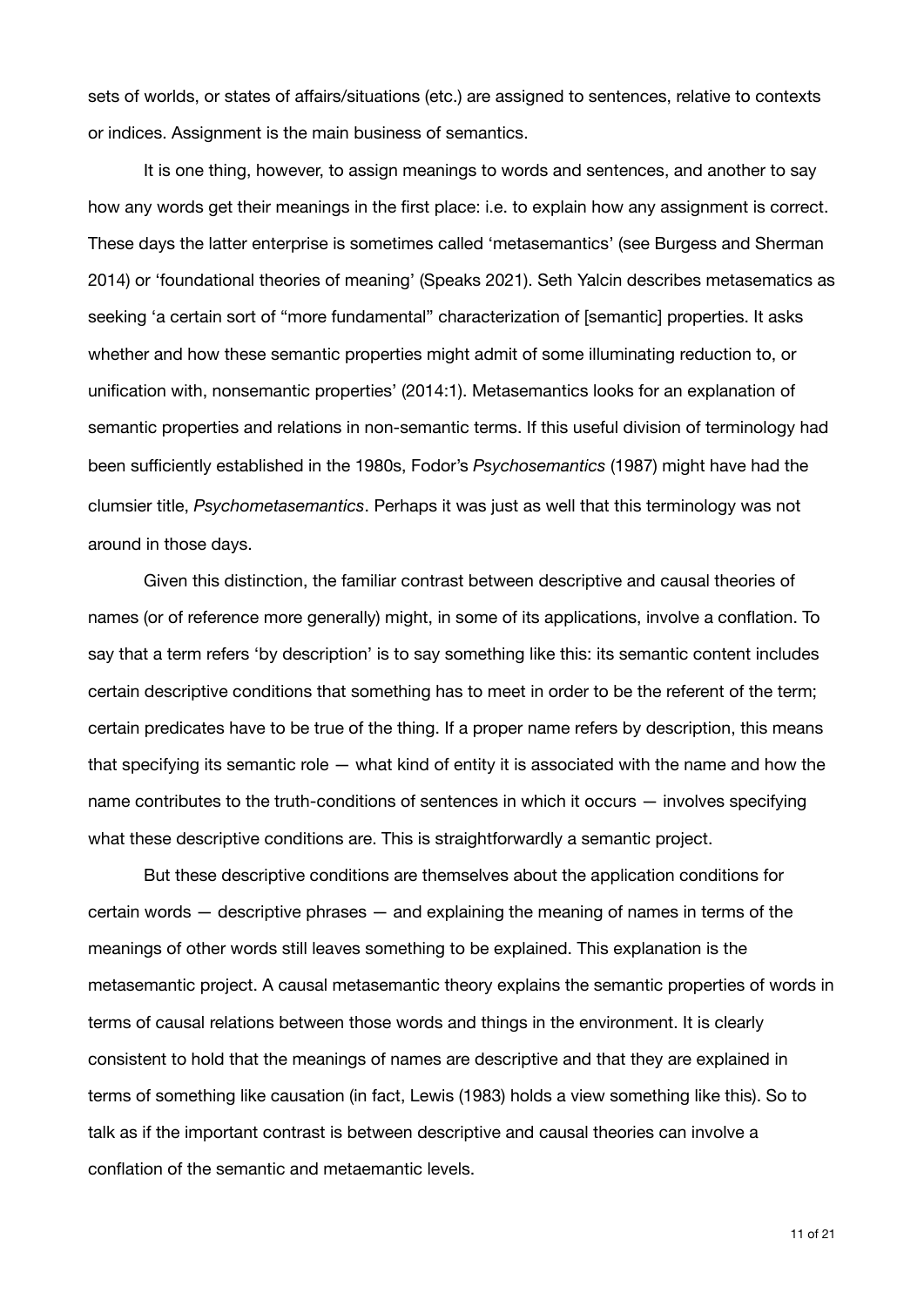sets of worlds, or states of affairs/situations (etc.) are assigned to sentences, relative to contexts or indices. Assignment is the main business of semantics.

It is one thing, however, to assign meanings to words and sentences, and another to say how any words get their meanings in the first place: i.e. to explain how any assignment is correct. These days the latter enterprise is sometimes called 'metasemantics' (see Burgess and Sherman 2014) or 'foundational theories of meaning' (Speaks 2021). Seth Yalcin describes metasematics as seeking 'a certain sort of "more fundamental" characterization of [semantic] properties. It asks whether and how these semantic properties might admit of some illuminating reduction to, or unification with, nonsemantic properties' (2014:1). Metasemantics looks for an explanation of semantic properties and relations in non-semantic terms. If this useful division of terminology had been sufficiently established in the 1980s, Fodor's *Psychosemantics* (1987) might have had the clumsier title, *Psychometasemantics*. Perhaps it was just as well that this terminology was not around in those days.

Given this distinction, the familiar contrast between descriptive and causal theories of names (or of reference more generally) might, in some of its applications, involve a conflation. To say that a term refers 'by description' is to say something like this: its semantic content includes certain descriptive conditions that something has to meet in order to be the referent of the term; certain predicates have to be true of the thing. If a proper name refers by description, this means that specifying its semantic role — what kind of entity it is associated with the name and how the name contributes to the truth-conditions of sentences in which it occurs — involves specifying what these descriptive conditions are. This is straightforwardly a semantic project.

But these descriptive conditions are themselves about the application conditions for certain words — descriptive phrases — and explaining the meaning of names in terms of the meanings of other words still leaves something to be explained. This explanation is the metasemantic project. A causal metasemantic theory explains the semantic properties of words in terms of causal relations between those words and things in the environment. It is clearly consistent to hold that the meanings of names are descriptive and that they are explained in terms of something like causation (in fact, Lewis (1983) holds a view something like this). So to talk as if the important contrast is between descriptive and causal theories can involve a conflation of the semantic and metaemantic levels.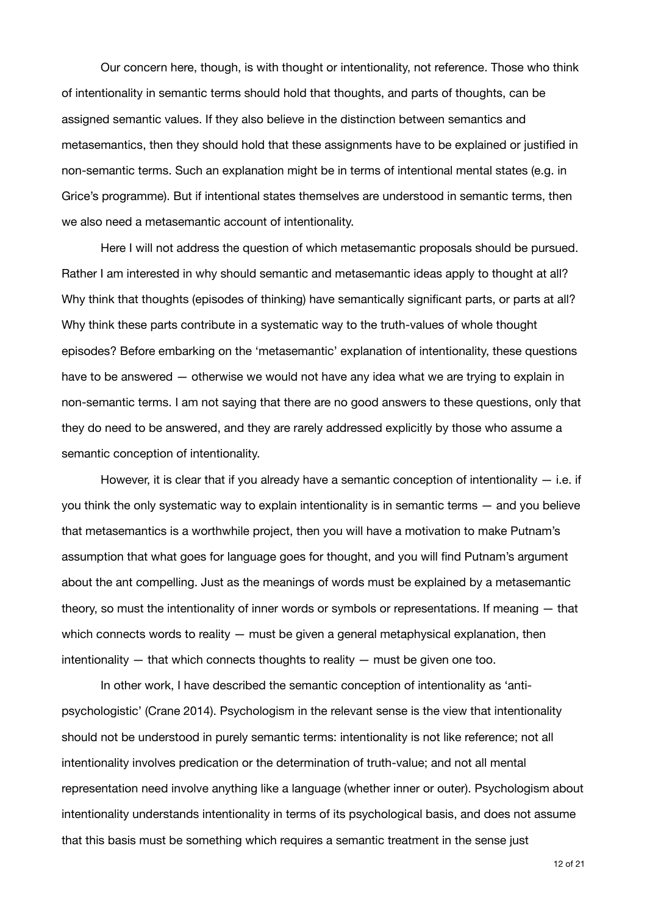Our concern here, though, is with thought or intentionality, not reference. Those who think of intentionality in semantic terms should hold that thoughts, and parts of thoughts, can be assigned semantic values. If they also believe in the distinction between semantics and metasemantics, then they should hold that these assignments have to be explained or justified in non-semantic terms. Such an explanation might be in terms of intentional mental states (e.g. in Grice's programme). But if intentional states themselves are understood in semantic terms, then we also need a metasemantic account of intentionality.

Here I will not address the question of which metasemantic proposals should be pursued. Rather I am interested in why should semantic and metasemantic ideas apply to thought at all? Why think that thoughts (episodes of thinking) have semantically significant parts, or parts at all? Why think these parts contribute in a systematic way to the truth-values of whole thought episodes? Before embarking on the 'metasemantic' explanation of intentionality, these questions have to be answered — otherwise we would not have any idea what we are trying to explain in non-semantic terms. I am not saying that there are no good answers to these questions, only that they do need to be answered, and they are rarely addressed explicitly by those who assume a semantic conception of intentionality.

However, it is clear that if you already have a semantic conception of intentionality — i.e. if you think the only systematic way to explain intentionality is in semantic terms — and you believe that metasemantics is a worthwhile project, then you will have a motivation to make Putnam's assumption that what goes for language goes for thought, and you will find Putnam's argument about the ant compelling. Just as the meanings of words must be explained by a metasemantic theory, so must the intentionality of inner words or symbols or representations. If meaning — that which connects words to reality — must be given a general metaphysical explanation, then intentionality — that which connects thoughts to reality — must be given one too.

In other work, I have described the semantic conception of intentionality as 'anti-psychologistic' (Crane 2014). Psychologism in the relevant sense is the view that intentionality should not be understood in purely semantic terms: intentionality is not like reference; not all intentionality involves predication or the determination of truth-value; and not all mental representation need involve anything like a language (whether inner or outer). Psychologism about intentionality understands intentionality in terms of its psychological basis, and does not assume that this basis must be something which requires a semantic treatment in the sense just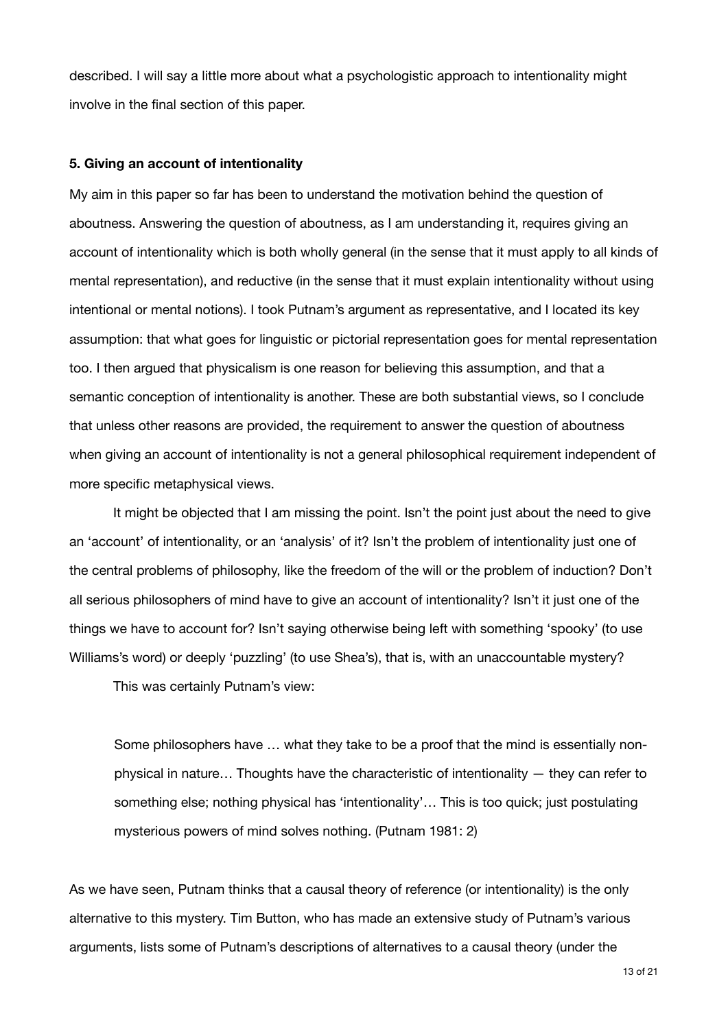described. I will say a little more about what a psychologistic approach to intentionality might involve in the final section of this paper.

### 5. Giving an account of intentionality

My aim in this paper so far has been to understand the motivation behind the question of aboutness. Answering the question of aboutness, as I am understanding it, requires giving an account of intentionality which is both wholly general (in the sense that it must apply to all kinds of mental representation), and reductive (in the sense that it must explain intentionality without using intentional or mental notions). I took Putnam's argument as representative, and I located its key assumption: that what goes for linguistic or pictorial representation goes for mental representation too. I then argued that physicalism is one reason for believing this assumption, and that a semantic conception of intentionality is another. These are both substantial views, so I conclude that unless other reasons are provided, the requirement to answer the question of aboutness when giving an account of intentionality is not a general philosophical requirement independent of more specific metaphysical views.

It might be objected that I am missing the point. Isn't the point just about the need to give an 'account' of intentionality, or an 'analysis' of it? Isn't the problem of intentionality just one of the central problems of philosophy, like the freedom of the will or the problem of induction? Don't all serious philosophers of mind have to give an account of intentionality? Isn't it just one of the things we have to account for? Isn't saying otherwise being left with something 'spooky' (to use Williams's word) or deeply 'puzzling' (to use Shea's), that is, with an unaccountable mystery?

This was certainly Putnam's view:

> Some philosophers have … what they take to be a proof that the mind is essentially non-physical in nature… Thoughts have the characteristic of intentionality — they can refer to something else; nothing physical has 'intentionality'… This is too quick; just postulating mysterious powers of mind solves nothing. (Putnam 1981: 2)

As we have seen, Putnam thinks that a causal theory of reference (or intentionality) is the only alternative to this mystery. Tim Button, who has made an extensive study of Putnam's various arguments, lists some of Putnam's descriptions of alternatives to a causal theory (under the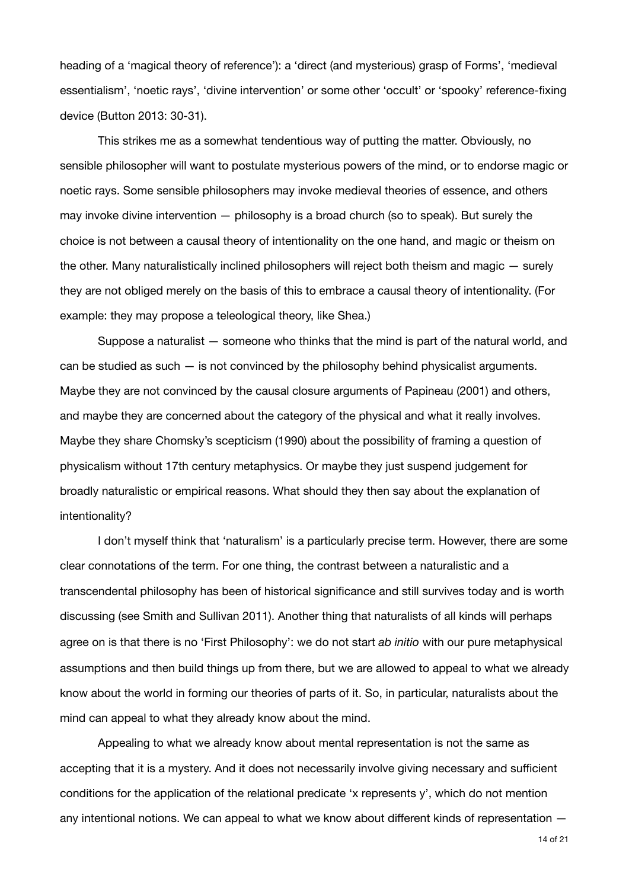heading of a 'magical theory of reference'): a 'direct (and mysterious) grasp of Forms', 'medieval essentialism', 'noetic rays', 'divine intervention' or some other 'occult' or 'spooky' reference-fixing device (Button 2013: 30-31).

This strikes me as a somewhat tendentious way of putting the matter. Obviously, no sensible philosopher will want to postulate mysterious powers of the mind, or to endorse magic or noetic rays. Some sensible philosophers may invoke medieval theories of essence, and others may invoke divine intervention — philosophy is a broad church (so to speak). But surely the choice is not between a causal theory of intentionality on the one hand, and magic or theism on the other. Many naturalistically inclined philosophers will reject both theism and magic — surely they are not obliged merely on the basis of this to embrace a causal theory of intentionality. (For example: they may propose a teleological theory, like Shea.)

Suppose a naturalist — someone who thinks that the mind is part of the natural world, and can be studied as such — is not convinced by the philosophy behind physicalist arguments. Maybe they are not convinced by the causal closure arguments of Papineau (2001) and others, and maybe they are concerned about the category of the physical and what it really involves. Maybe they share Chomsky's scepticism (1990) about the possibility of framing a question of physicalism without 17th century metaphysics. Or maybe they just suspend judgement for broadly naturalistic or empirical reasons. What should they then say about the explanation of intentionality?

I don't myself think that 'naturalism' is a particularly precise term. However, there are some clear connotations of the term. For one thing, the contrast between a naturalistic and a transcendental philosophy has been of historical significance and still survives today and is worth discussing (see Smith and Sullivan 2011). Another thing that naturalists of all kinds will perhaps agree on is that there is no 'First Philosophy': we do not start *ab initio* with our pure metaphysical assumptions and then build things up from there, but we are allowed to appeal to what we already know about the world in forming our theories of parts of it. So, in particular, naturalists about the mind can appeal to what they already know about the mind.

Appealing to what we already know about mental representation is not the same as accepting that it is a mystery. And it does not necessarily involve giving necessary and sufficient conditions for the application of the relational predicate 'x represents y', which do not mention any intentional notions. We can appeal to what we know about different kinds of representation —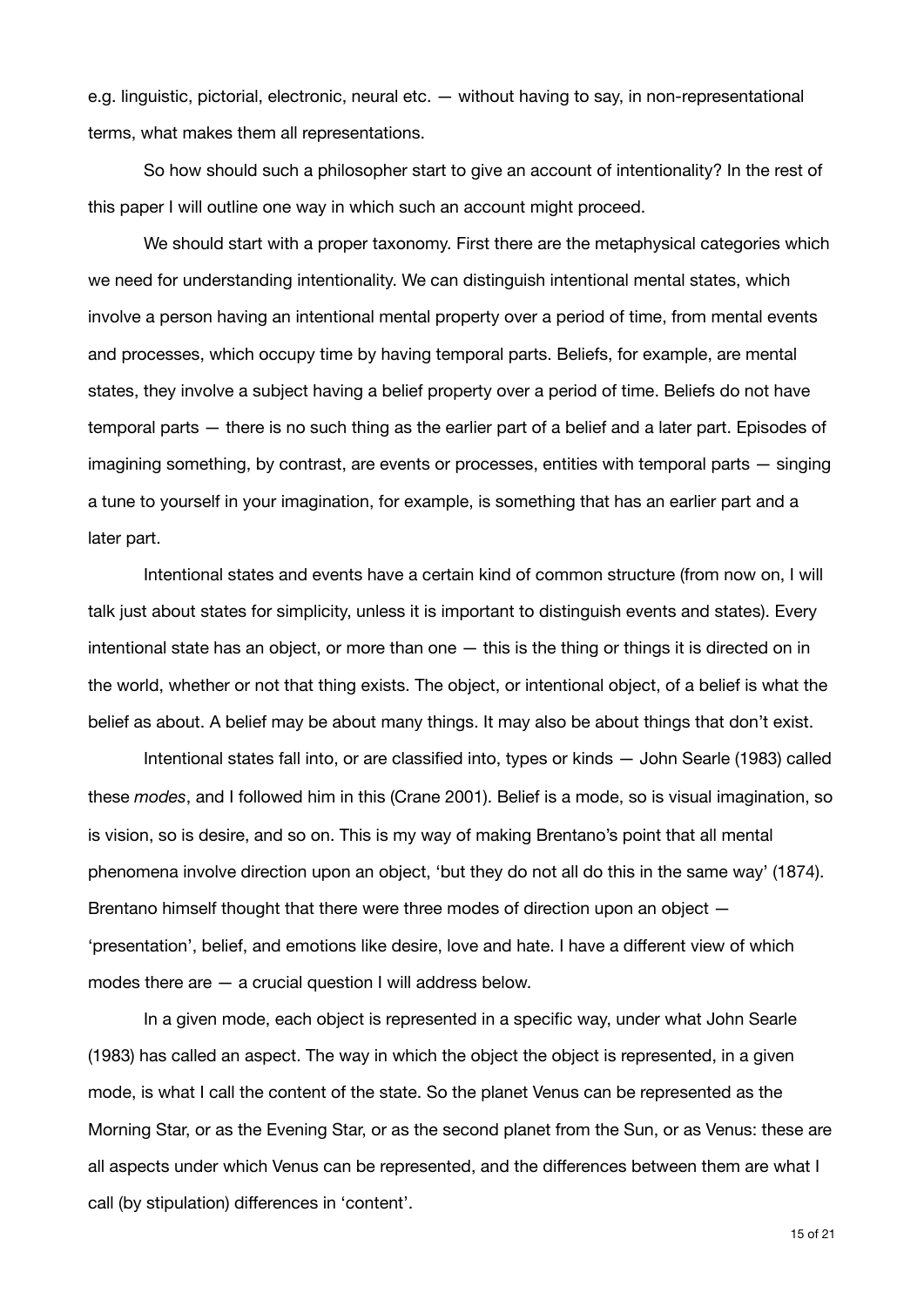e.g. linguistic, pictorial, electronic, neural etc. — without having to say, in non-representational terms, what makes them all representations.

So how should such a philosopher start to give an account of intentionality? In the rest of this paper I will outline one way in which such an account might proceed.

We should start with a proper taxonomy. First there are the metaphysical categories which we need for understanding intentionality. We can distinguish intentional mental states, which involve a person having an intentional mental property over a period of time, from mental events and processes, which occupy time by having temporal parts. Beliefs, for example, are mental states, they involve a subject having a belief property over a period of time. Beliefs do not have temporal parts — there is no such thing as the earlier part of a belief and a later part. Episodes of imagining something, by contrast, are events or processes, entities with temporal parts — singing a tune to yourself in your imagination, for example, is something that has an earlier part and a later part.

Intentional states and events have a certain kind of common structure (from now on, I will talk just about states for simplicity, unless it is important to distinguish events and states). Every intentional state has an object, or more than one — this is the thing or things it is directed on in the world, whether or not that thing exists. The object, or intentional object, of a belief is what the belief as about. A belief may be about many things. It may also be about things that don't exist.

Intentional states fall into, or are classified into, types or kinds — John Searle (1983) called these *modes*, and I followed him in this (Crane 2001). Belief is a mode, so is visual imagination, so is vision, so is desire, and so on. This is my way of making Brentano's point that all mental phenomena involve direction upon an object, 'but they do not all do this in the same way' (1874). Brentano himself thought that there were three modes of direction upon an object — 'presentation', belief, and emotions like desire, love and hate. I have a different view of which modes there are — a crucial question I will address below.

In a given mode, each object is represented in a specific way, under what John Searle (1983) has called an aspect. The way in which the object the object is represented, in a given mode, is what I call the content of the state. So the planet Venus can be represented as the Morning Star, or as the Evening Star, or as the second planet from the Sun, or as Venus: these are all aspects under which Venus can be represented, and the differences between them are what I call (by stipulation) differences in 'content'.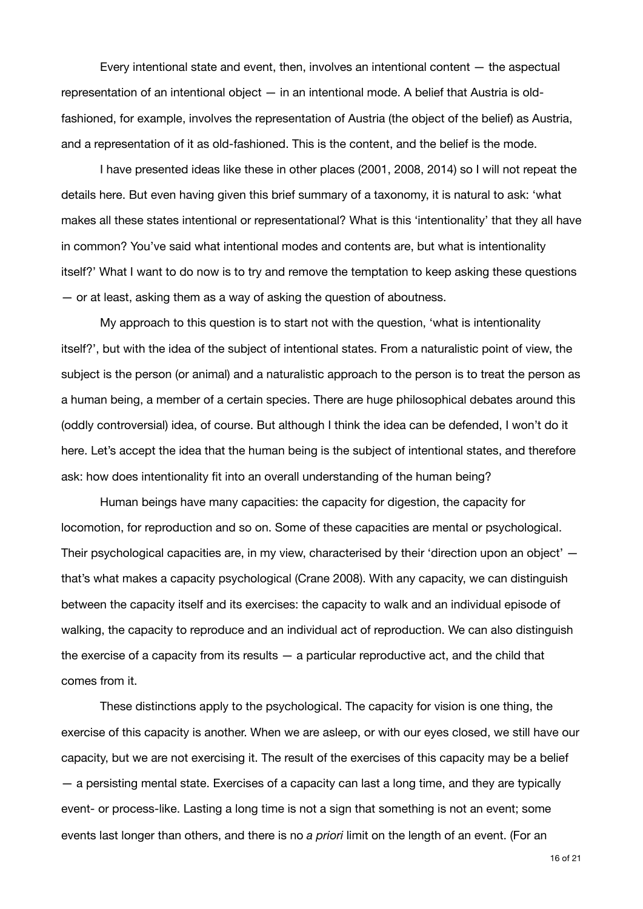Every intentional state and event, then, involves an intentional content — the aspectual representation of an intentional object — in an intentional mode. A belief that Austria is old-fashioned, for example, involves the representation of Austria (the object of the belief) as Austria, and a representation of it as old-fashioned. This is the content, and the belief is the mode.

I have presented ideas like these in other places (2001, 2008, 2014) so I will not repeat the details here. But even having given this brief summary of a taxonomy, it is natural to ask: 'what makes all these states intentional or representational? What is this 'intentionality' that they all have in common? You've said what intentional modes and contents are, but what is intentionality itself?' What I want to do now is to try and remove the temptation to keep asking these questions — or at least, asking them as a way of asking the question of aboutness.

My approach to this question is to start not with the question, 'what is intentionality itself?', but with the idea of the subject of intentional states. From a naturalistic point of view, the subject is the person (or animal) and a naturalistic approach to the person is to treat the person as a human being, a member of a certain species. There are huge philosophical debates around this (oddly controversial) idea, of course. But although I think the idea can be defended, I won't do it here. Let's accept the idea that the human being is the subject of intentional states, and therefore ask: how does intentionality fit into an overall understanding of the human being?

Human beings have many capacities: the capacity for digestion, the capacity for locomotion, for reproduction and so on. Some of these capacities are mental or psychological. Their psychological capacities are, in my view, characterised by their 'direction upon an object' — that's what makes a capacity psychological (Crane 2008). With any capacity, we can distinguish between the capacity itself and its exercises: the capacity to walk and an individual episode of walking, the capacity to reproduce and an individual act of reproduction. We can also distinguish the exercise of a capacity from its results — a particular reproductive act, and the child that comes from it.

These distinctions apply to the psychological. The capacity for vision is one thing, the exercise of this capacity is another. When we are asleep, or with our eyes closed, we still have our capacity, but we are not exercising it. The result of the exercises of this capacity may be a belief — a persisting mental state. Exercises of a capacity can last a long time, and they are typically event- or process-like. Lasting a long time is not a sign that something is not an event; some events last longer than others, and there is no *a priori* limit on the length of an event. (For an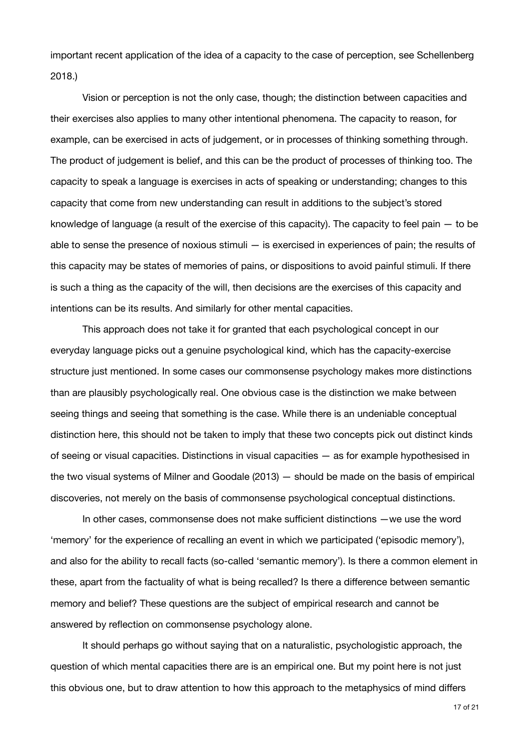important recent application of the idea of a capacity to the case of perception, see Schellenberg 2018.)

Vision or perception is not the only case, though; the distinction between capacities and their exercises also applies to many other intentional phenomena. The capacity to reason, for example, can be exercised in acts of judgement, or in processes of thinking something through. The product of judgement is belief, and this can be the product of processes of thinking too. The capacity to speak a language is exercises in acts of speaking or understanding; changes to this capacity that come from new understanding can result in additions to the subject's stored knowledge of language (a result of the exercise of this capacity). The capacity to feel pain — to be able to sense the presence of noxious stimuli — is exercised in experiences of pain; the results of this capacity may be states of memories of pains, or dispositions to avoid painful stimuli. If there is such a thing as the capacity of the will, then decisions are the exercises of this capacity and intentions can be its results. And similarly for other mental capacities.

This approach does not take it for granted that each psychological concept in our everyday language picks out a genuine psychological kind, which has the capacity-exercise structure just mentioned. In some cases our commonsense psychology makes more distinctions than are plausibly psychologically real. One obvious case is the distinction we make between seeing things and seeing that something is the case. While there is an undeniable conceptual distinction here, this should not be taken to imply that these two concepts pick out distinct kinds of seeing or visual capacities. Distinctions in visual capacities — as for example hypothesised in the two visual systems of Milner and Goodale (2013) — should be made on the basis of empirical discoveries, not merely on the basis of commonsense psychological conceptual distinctions.

In other cases, commonsense does not make sufficient distinctions —we use the word 'memory' for the experience of recalling an event in which we participated ('episodic memory'), and also for the ability to recall facts (so-called 'semantic memory'). Is there a common element in these, apart from the factuality of what is being recalled? Is there a difference between semantic memory and belief? These questions are the subject of empirical research and cannot be answered by reflection on commonsense psychology alone.

It should perhaps go without saying that on a naturalistic, psychologistic approach, the question of which mental capacities there are is an empirical one. But my point here is not just this obvious one, but to draw attention to how this approach to the metaphysics of mind differs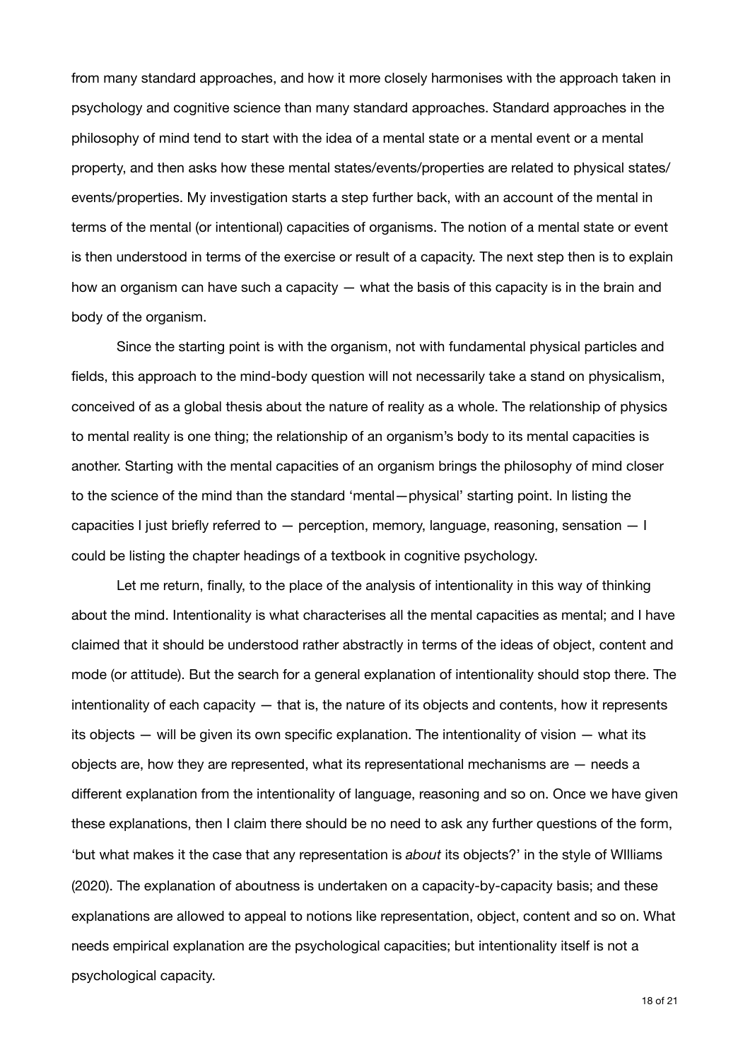from many standard approaches, and how it more closely harmonises with the approach taken in psychology and cognitive science than many standard approaches. Standard approaches in the philosophy of mind tend to start with the idea of a mental state or a mental event or a mental property, and then asks how these mental states/events/properties are related to physical states/events/properties. My investigation starts a step further back, with an account of the mental in terms of the mental (or intentional) capacities of organisms. The notion of a mental state or event is then understood in terms of the exercise or result of a capacity. The next step then is to explain how an organism can have such a capacity — what the basis of this capacity is in the brain and body of the organism.

Since the starting point is with the organism, not with fundamental physical particles and fields, this approach to the mind-body question will not necessarily take a stand on physicalism, conceived of as a global thesis about the nature of reality as a whole. The relationship of physics to mental reality is one thing; the relationship of an organism's body to its mental capacities is another. Starting with the mental capacities of an organism brings the philosophy of mind closer to the science of the mind than the standard 'mental—physical' starting point. In listing the capacities I just briefly referred to — perception, memory, language, reasoning, sensation — I could be listing the chapter headings of a textbook in cognitive psychology.

Let me return, finally, to the place of the analysis of intentionality in this way of thinking about the mind. Intentionality is what characterises all the mental capacities as mental; and I have claimed that it should be understood rather abstractly in terms of the ideas of object, content and mode (or attitude). But the search for a general explanation of intentionality should stop there. The intentionality of each capacity — that is, the nature of its objects and contents, how it represents its objects — will be given its own specific explanation. The intentionality of vision — what its objects are, how they are represented, what its representational mechanisms are — needs a different explanation from the intentionality of language, reasoning and so on. Once we have given these explanations, then I claim there should be no need to ask any further questions of the form, 'but what makes it the case that any representation is *about* its objects?' in the style of WIlliams (2020). The explanation of aboutness is undertaken on a capacity-by-capacity basis; and these explanations are allowed to appeal to notions like representation, object, content and so on. What needs empirical explanation are the psychological capacities; but intentionality itself is not a psychological capacity.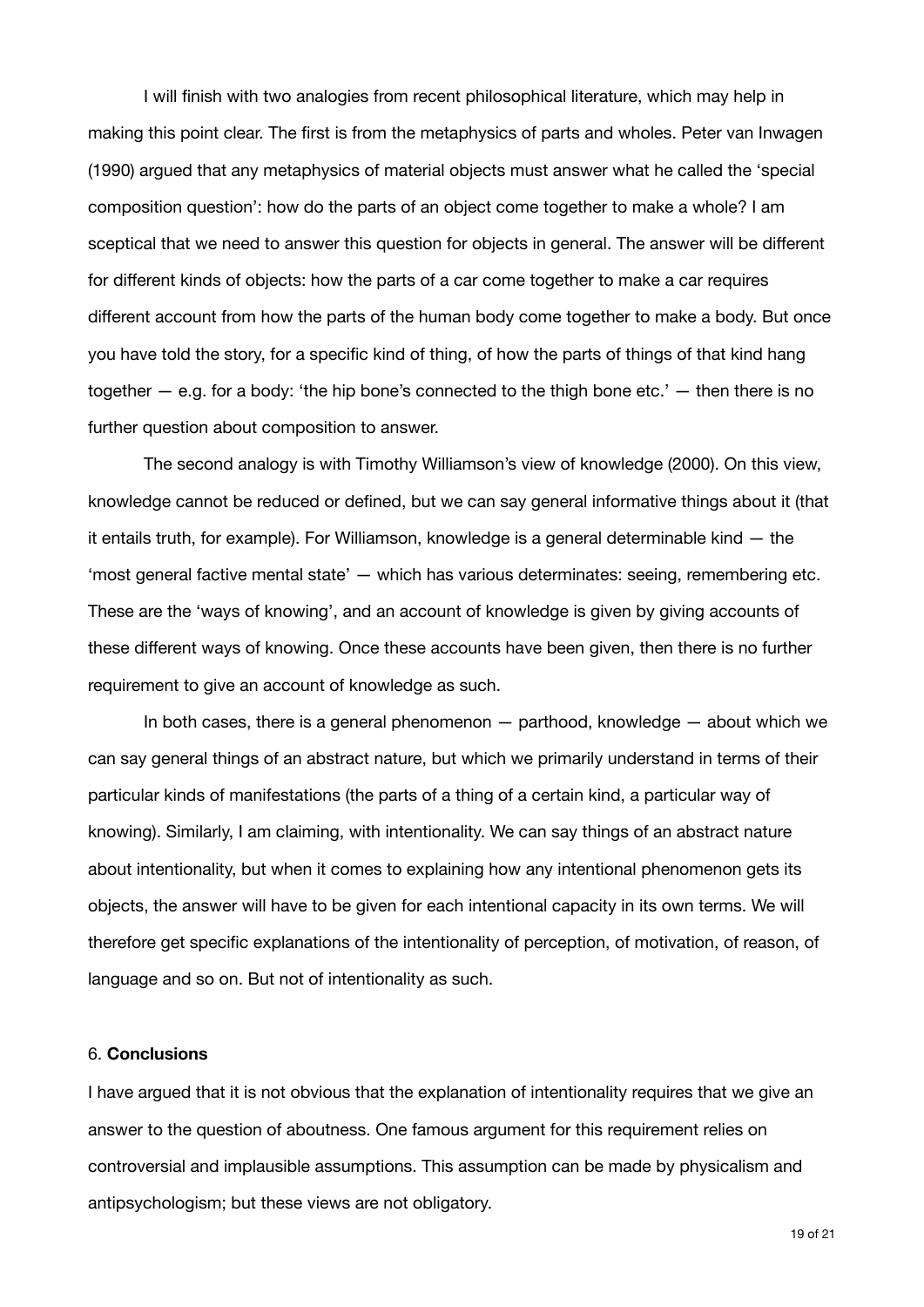I will finish with two analogies from recent philosophical literature, which may help in making this point clear. The first is from the metaphysics of parts and wholes. Peter van Inwagen (1990) argued that any metaphysics of material objects must answer what he called the 'special composition question': how do the parts of an object come together to make a whole? I am sceptical that we need to answer this question for objects in general. The answer will be different for different kinds of objects: how the parts of a car come together to make a car requires different account from how the parts of the human body come together to make a body. But once you have told the story, for a specific kind of thing, of how the parts of things of that kind hang together — e.g. for a body: 'the hip bone's connected to the thigh bone etc.' — then there is no further question about composition to answer.

The second analogy is with Timothy Williamson's view of knowledge (2000). On this view, knowledge cannot be reduced or defined, but we can say general informative things about it (that it entails truth, for example). For Williamson, knowledge is a general determinable kind — the 'most general factive mental state' — which has various determinates: seeing, remembering etc. These are the 'ways of knowing', and an account of knowledge is given by giving accounts of these different ways of knowing. Once these accounts have been given, then there is no further requirement to give an account of knowledge as such.

In both cases, there is a general phenomenon — parthood, knowledge — about which we can say general things of an abstract nature, but which we primarily understand in terms of their particular kinds of manifestations (the parts of a thing of a certain kind, a particular way of knowing). Similarly, I am claiming, with intentionality. We can say things of an abstract nature about intentionality, but when it comes to explaining how any intentional phenomenon gets its objects, the answer will have to be given for each intentional capacity in its own terms. We will therefore get specific explanations of the intentionality of perception, of motivation, of reason, of language and so on. But not of intentionality as such.

## 6. **Conclusions**

I have argued that it is not obvious that the explanation of intentionality requires that we give an answer to the question of aboutness. One famous argument for this requirement relies on controversial and implausible assumptions. This assumption can be made by physicalism and antipsychologism; but these views are not obligatory.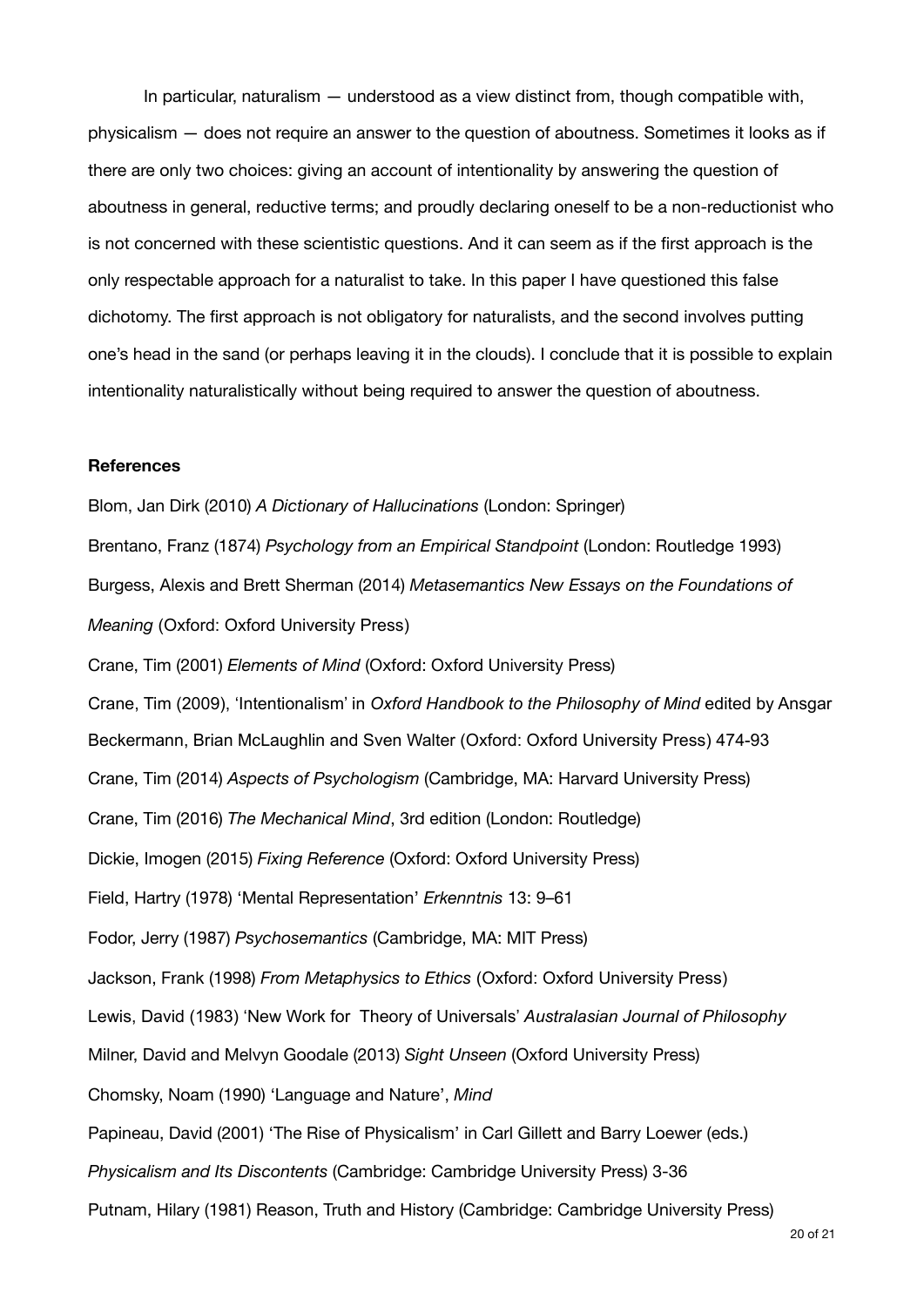In particular, naturalism — understood as a view distinct from, though compatible with, physicalism — does not require an answer to the question of aboutness. Sometimes it looks as if there are only two choices: giving an account of intentionality by answering the question of aboutness in general, reductive terms; and proudly declaring oneself to be a non-reductionist who is not concerned with these scientistic questions. And it can seem as if the first approach is the only respectable approach for a naturalist to take. In this paper I have questioned this false dichotomy. The first approach is not obligatory for naturalists, and the second involves putting one's head in the sand (or perhaps leaving it in the clouds). I conclude that it is possible to explain intentionality naturalistically without being required to answer the question of aboutness.

**References**

Blom, Jan Dirk (2010) *A Dictionary of Hallucinations* (London: Springer)

Brentano, Franz (1874) *Psychology from an Empirical Standpoint* (London: Routledge 1993)

Burgess, Alexis and Brett Sherman (2014) *Metasemantics New Essays on the Foundations of Meaning* (Oxford: Oxford University Press)

Crane, Tim (2001) *Elements of Mind* (Oxford: Oxford University Press)

Crane, Tim (2009), 'Intentionalism' in *Oxford Handbook to the Philosophy of Mind* edited by Ansgar Beckermann, Brian McLaughlin and Sven Walter (Oxford: Oxford University Press) 474-93

Crane, Tim (2014) *Aspects of Psychologism* (Cambridge, MA: Harvard University Press)

Crane, Tim (2016) *The Mechanical Mind*, 3rd edition (London: Routledge)

Dickie, Imogen (2015) *Fixing Reference* (Oxford: Oxford University Press)

Field, Hartry (1978) 'Mental Representation' *Erkenntnis* 13: 9–61

Fodor, Jerry (1987) *Psychosemantics* (Cambridge, MA: MIT Press)

Jackson, Frank (1998) *From Metaphysics to Ethics* (Oxford: Oxford University Press)

Lewis, David (1983) 'New Work for Theory of Universals' *Australasian Journal of Philosophy*

Milner, David and Melvyn Goodale (2013) *Sight Unseen* (Oxford University Press)

Chomsky, Noam (1990) 'Language and Nature', *Mind*

Papineau, David (2001) 'The Rise of Physicalism' in Carl Gillett and Barry Loewer (eds.) *Physicalism and Its Discontents* (Cambridge: Cambridge University Press) 3-36

Putnam, Hilary (1981) Reason, Truth and History (Cambridge: Cambridge University Press)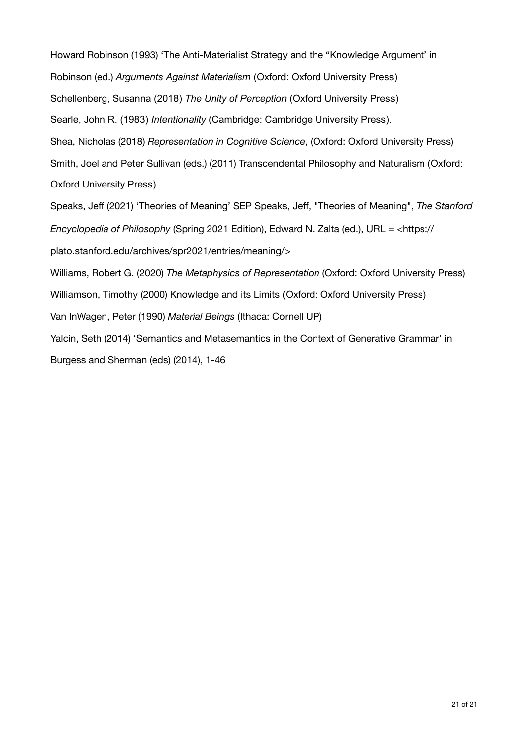Howard Robinson (1993) ‘The Anti-Materialist Strategy and the “Knowledge Argument’ in Robinson (ed.) *Arguments Against Materialism* (Oxford: Oxford University Press)

Schellenberg, Susanna (2018) *The Unity of Perception* (Oxford University Press)

Searle, John R. (1983) *Intentionality* (Cambridge: Cambridge University Press).

Shea, Nicholas (2018) *Representation in Cognitive Science*, (Oxford: Oxford University Press)

Smith, Joel and Peter Sullivan (eds.) (2011) Transcendental Philosophy and Naturalism (Oxford: Oxford University Press)

Speaks, Jeff (2021) ‘Theories of Meaning’ SEP Speaks, Jeff, "Theories of Meaning", *The Stanford Encyclopedia of Philosophy* (Spring 2021 Edition), Edward N. Zalta (ed.), URL = <https://plato.stanford.edu/archives/spr2021/entries/meaning/>

Williams, Robert G. (2020) *The Metaphysics of Representation* (Oxford: Oxford University Press)

Williamson, Timothy (2000) Knowledge and its Limits (Oxford: Oxford University Press)

Van InWagen, Peter (1990) *Material Beings* (Ithaca: Cornell UP)

Yalcin, Seth (2014) ‘Semantics and Metasemantics in the Context of Generative Grammar’ in Burgess and Sherman (eds) (2014), 1-46